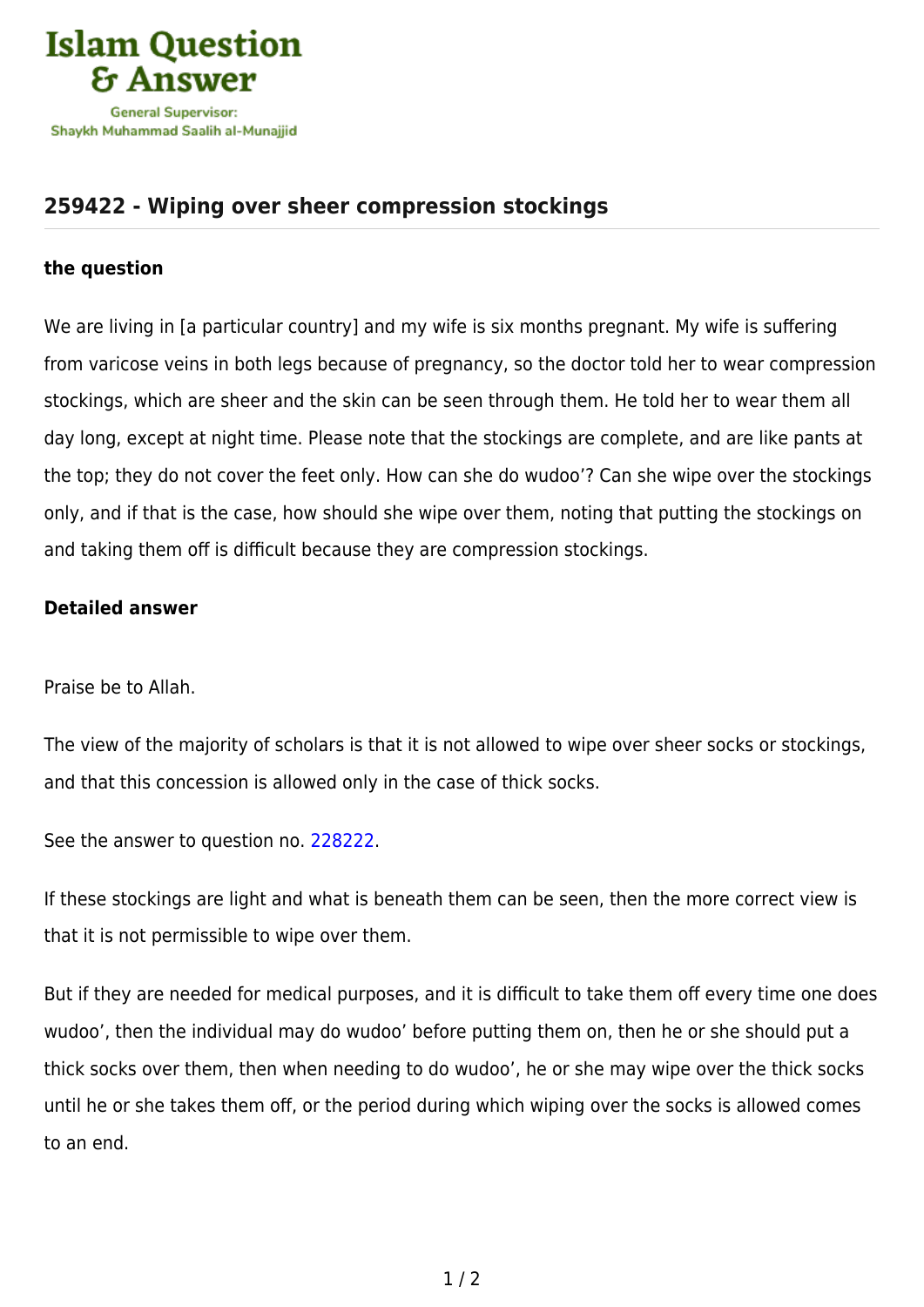# Islam Question & Answer

General Supervisor:
Shaykh Muhammad Saalih al-Munajjid

## 259422 - Wiping over sheer compression stockings

### the question

We are living in [a particular country] and my wife is six months pregnant. My wife is suffering from varicose veins in both legs because of pregnancy, so the doctor told her to wear compression stockings, which are sheer and the skin can be seen through them. He told her to wear them all day long, except at night time. Please note that the stockings are complete, and are like pants at the top; they do not cover the feet only. How can she do wudoo'? Can she wipe over the stockings only, and if that is the case, how should she wipe over them, noting that putting the stockings on and taking them off is difficult because they are compression stockings.

### Detailed answer

Praise be to Allah.

The view of the majority of scholars is that it is not allowed to wipe over sheer socks or stockings, and that this concession is allowed only in the case of thick socks.

See the answer to question no. 228222.

If these stockings are light and what is beneath them can be seen, then the more correct view is that it is not permissible to wipe over them.

But if they are needed for medical purposes, and it is difficult to take them off every time one does wudoo', then the individual may do wudoo' before putting them on, then he or she should put a thick socks over them, then when needing to do wudoo', he or she may wipe over the thick socks until he or she takes them off, or the period during which wiping over the socks is allowed comes to an end.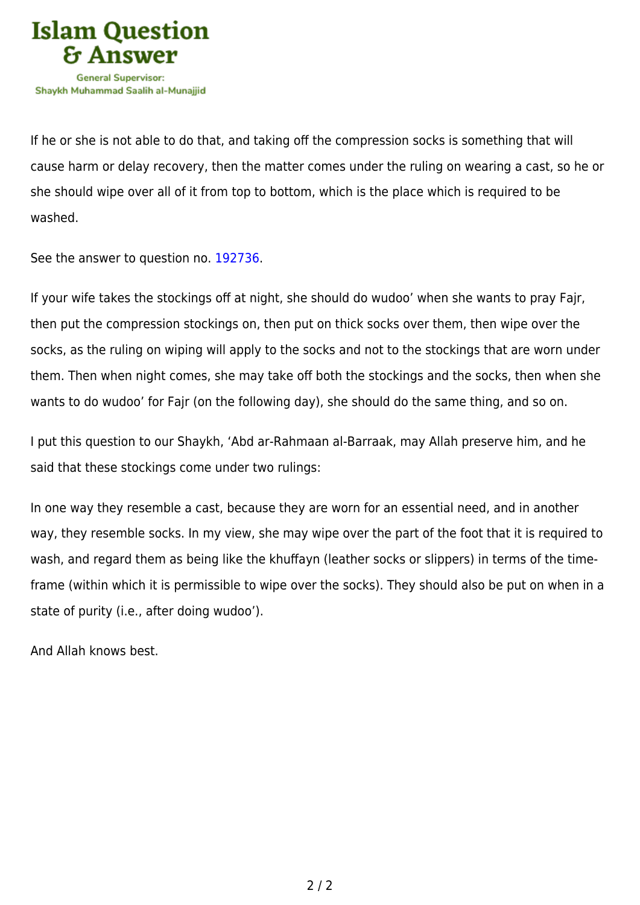If he or she is not able to do that, and taking off the compression socks is something that will cause harm or delay recovery, then the matter comes under the ruling on wearing a cast, so he or she should wipe over all of it from top to bottom, which is the place which is required to be washed.

See the answer to question no. 192736.

If your wife takes the stockings off at night, she should do wudoo' when she wants to pray Fajr, then put the compression stockings on, then put on thick socks over them, then wipe over the socks, as the ruling on wiping will apply to the socks and not to the stockings that are worn under them. Then when night comes, she may take off both the stockings and the socks, then when she wants to do wudoo' for Fajr (on the following day), she should do the same thing, and so on.

I put this question to our Shaykh, 'Abd ar-Rahmaan al-Barraak, may Allah preserve him, and he said that these stockings come under two rulings:

In one way they resemble a cast, because they are worn for an essential need, and in another way, they resemble socks. In my view, she may wipe over the part of the foot that it is required to wash, and regard them as being like the khuffayn (leather socks or slippers) in terms of the time-frame (within which it is permissible to wipe over the socks). They should also be put on when in a state of purity (i.e., after doing wudoo').

And Allah knows best.